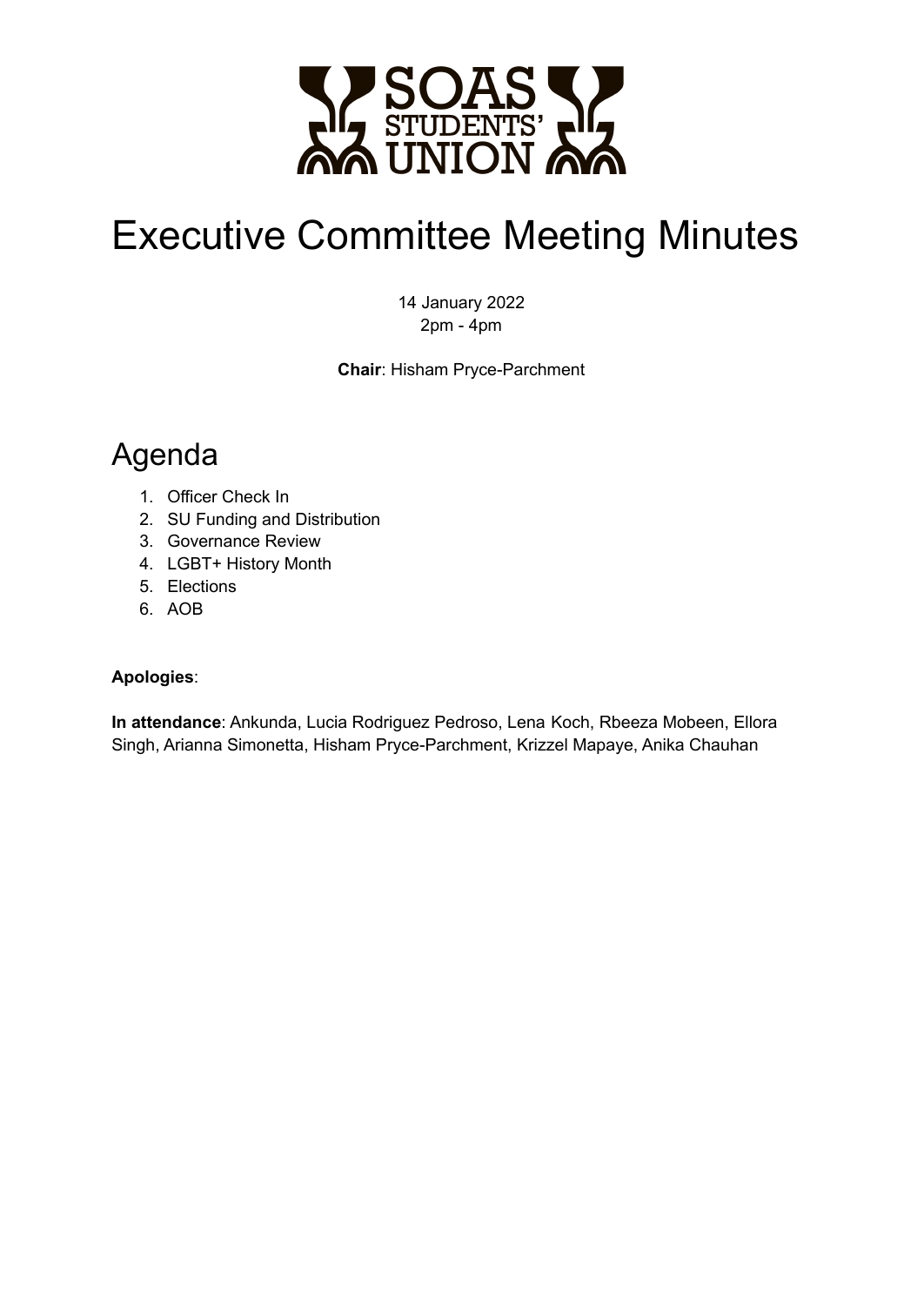# Executive Committee Meeting Minutes

14 January 2022
2pm - 4pm

**Chair**: Hisham Pryce-Parchment

## Agenda

1. Officer Check In
2. SU Funding and Distribution
3. Governance Review
4. LGBT+ History Month
5. Elections
6. AOB

**Apologies**:

**In attendance**: Ankunda, Lucia Rodriguez Pedroso, Lena Koch, Rbeeza Mobeen, Ellora Singh, Arianna Simonetta, Hisham Pryce-Parchment, Krizzel Mapaye, Anika Chauhan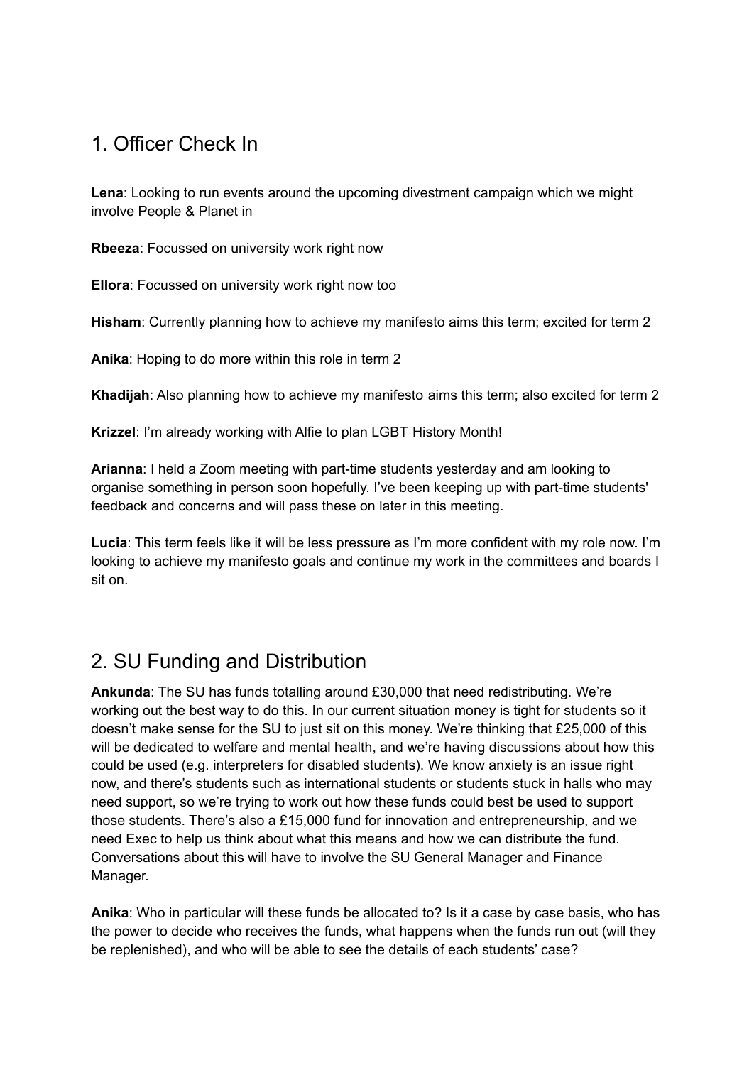## 1. Officer Check In

**Lena**: Looking to run events around the upcoming divestment campaign which we might involve People & Planet in

**Rbeeza**: Focussed on university work right now

**Ellora**: Focussed on university work right now too

**Hisham**: Currently planning how to achieve my manifesto aims this term; excited for term 2

**Anika**: Hoping to do more within this role in term 2

**Khadijah**: Also planning how to achieve my manifesto aims this term; also excited for term 2

**Krizzel**: I'm already working with Alfie to plan LGBT History Month!

**Arianna**: I held a Zoom meeting with part-time students yesterday and am looking to organise something in person soon hopefully. I've been keeping up with part-time students' feedback and concerns and will pass these on later in this meeting.

**Lucia**: This term feels like it will be less pressure as I'm more confident with my role now. I'm looking to achieve my manifesto goals and continue my work in the committees and boards I sit on.

## 2. SU Funding and Distribution

**Ankunda**: The SU has funds totalling around £30,000 that need redistributing. We're working out the best way to do this. In our current situation money is tight for students so it doesn't make sense for the SU to just sit on this money. We're thinking that £25,000 of this will be dedicated to welfare and mental health, and we're having discussions about how this could be used (e.g. interpreters for disabled students). We know anxiety is an issue right now, and there's students such as international students or students stuck in halls who may need support, so we're trying to work out how these funds could best be used to support those students. There's also a £15,000 fund for innovation and entrepreneurship, and we need Exec to help us think about what this means and how we can distribute the fund. Conversations about this will have to involve the SU General Manager and Finance Manager.

**Anika**: Who in particular will these funds be allocated to? Is it a case by case basis, who has the power to decide who receives the funds, what happens when the funds run out (will they be replenished), and who will be able to see the details of each students' case?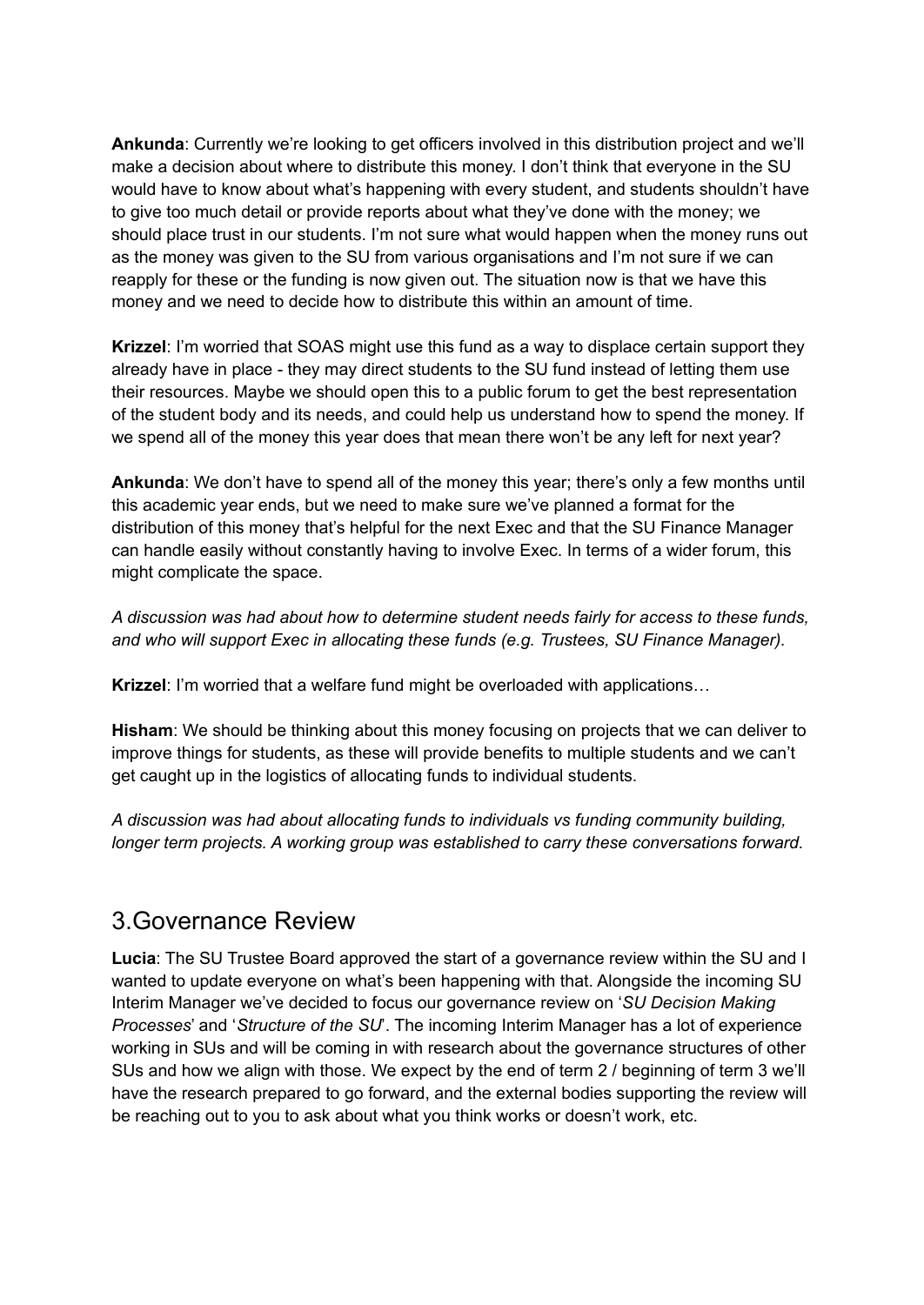**Ankunda**: Currently we're looking to get officers involved in this distribution project and we'll make a decision about where to distribute this money. I don't think that everyone in the SU would have to know about what's happening with every student, and students shouldn't have to give too much detail or provide reports about what they've done with the money; we should place trust in our students. I'm not sure what would happen when the money runs out as the money was given to the SU from various organisations and I'm not sure if we can reapply for these or the funding is now given out. The situation now is that we have this money and we need to decide how to distribute this within an amount of time.

**Krizzel**: I'm worried that SOAS might use this fund as a way to displace certain support they already have in place - they may direct students to the SU fund instead of letting them use their resources. Maybe we should open this to a public forum to get the best representation of the student body and its needs, and could help us understand how to spend the money. If we spend all of the money this year does that mean there won't be any left for next year?

**Ankunda**: We don't have to spend all of the money this year; there's only a few months until this academic year ends, but we need to make sure we've planned a format for the distribution of this money that's helpful for the next Exec and that the SU Finance Manager can handle easily without constantly having to involve Exec. In terms of a wider forum, this might complicate the space.

*A discussion was had about how to determine student needs fairly for access to these funds, and who will support Exec in allocating these funds (e.g. Trustees, SU Finance Manager).*

**Krizzel**: I'm worried that a welfare fund might be overloaded with applications…

**Hisham**: We should be thinking about this money focusing on projects that we can deliver to improve things for students, as these will provide benefits to multiple students and we can't get caught up in the logistics of allocating funds to individual students.

*A discussion was had about allocating funds to individuals vs funding community building, longer term projects. A working group was established to carry these conversations forward.*

## 3.Governance Review

**Lucia**: The SU Trustee Board approved the start of a governance review within the SU and I wanted to update everyone on what's been happening with that. Alongside the incoming SU Interim Manager we've decided to focus our governance review on '*SU Decision Making Processes*' and '*Structure of the SU*'. The incoming Interim Manager has a lot of experience working in SUs and will be coming in with research about the governance structures of other SUs and how we align with those. We expect by the end of term 2 / beginning of term 3 we'll have the research prepared to go forward, and the external bodies supporting the review will be reaching out to you to ask about what you think works or doesn't work, etc.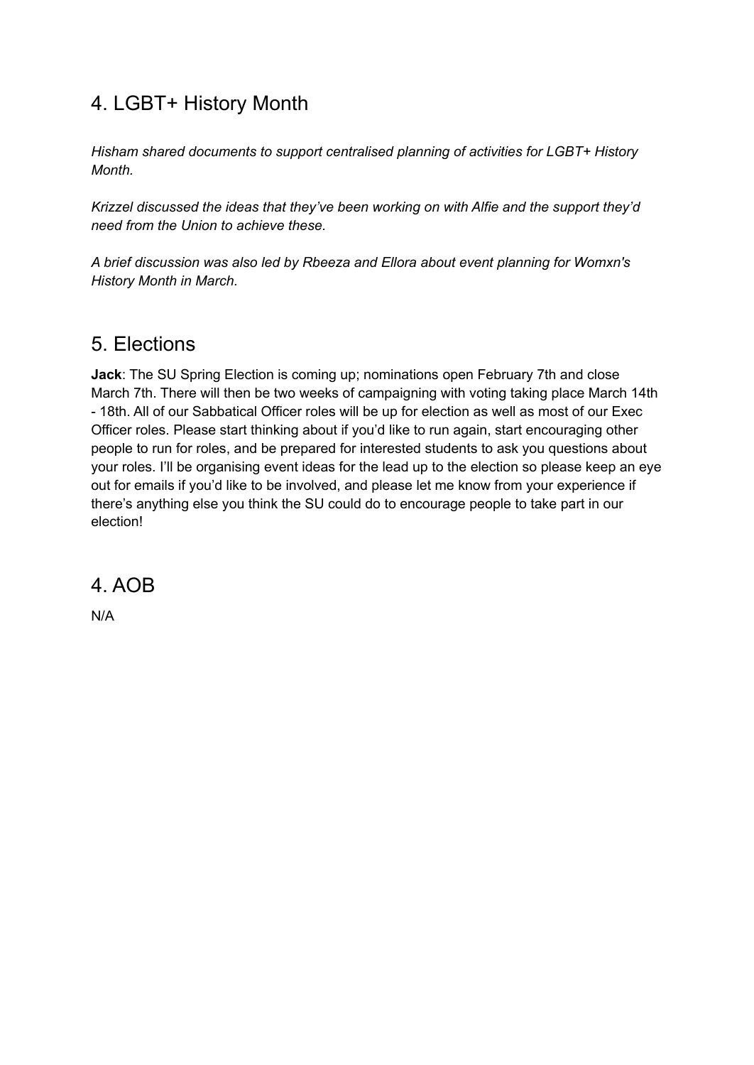## 4. LGBT+ History Month

*Hisham shared documents to support centralised planning of activities for LGBT+ History Month.*

*Krizzel discussed the ideas that they've been working on with Alfie and the support they'd need from the Union to achieve these.*

*A brief discussion was also led by Rbeeza and Ellora about event planning for Womxn's History Month in March.*

## 5. Elections

**Jack**: The SU Spring Election is coming up; nominations open February 7th and close March 7th. There will then be two weeks of campaigning with voting taking place March 14th - 18th. All of our Sabbatical Officer roles will be up for election as well as most of our Exec Officer roles. Please start thinking about if you'd like to run again, start encouraging other people to run for roles, and be prepared for interested students to ask you questions about your roles. I'll be organising event ideas for the lead up to the election so please keep an eye out for emails if you'd like to be involved, and please let me know from your experience if there's anything else you think the SU could do to encourage people to take part in our election!

## 4. AOB

N/A